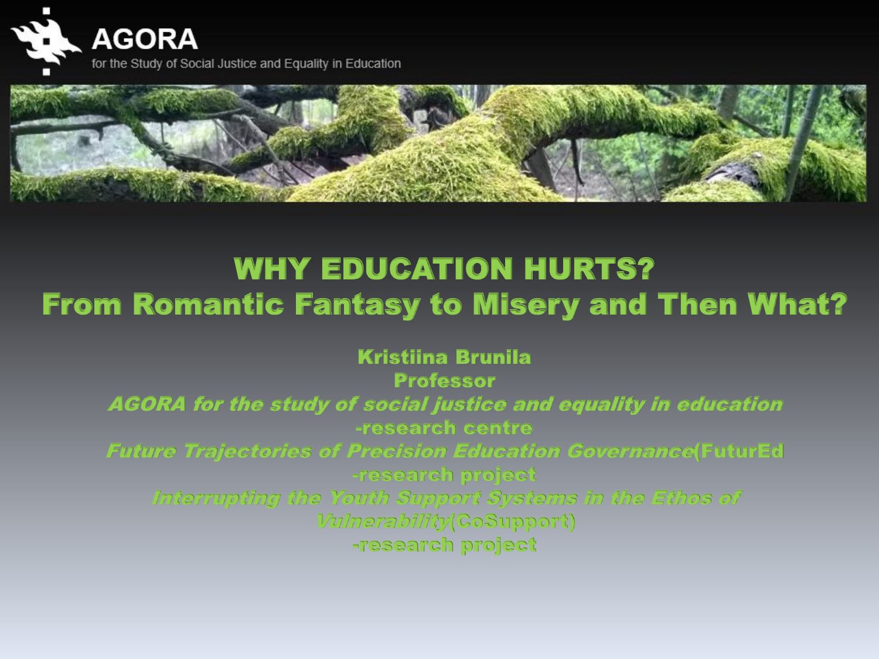**AGORA**
for the Study of Social Justice and Equality in Education

# WHY EDUCATION HURTS?
# From Romantic Fantasy to Misery and Then What?

**Kristiina Brunila**
**Professor**
***AGORA for the study of social justice and equality in education***
**-research centre**
***Future Trajectories of Precision Education Governance*** **(FuturEd**
**-research project**
***Interrupting the Youth Support Systems in the Ethos of Vulnerability*** **(CoSupport)**
**-research project**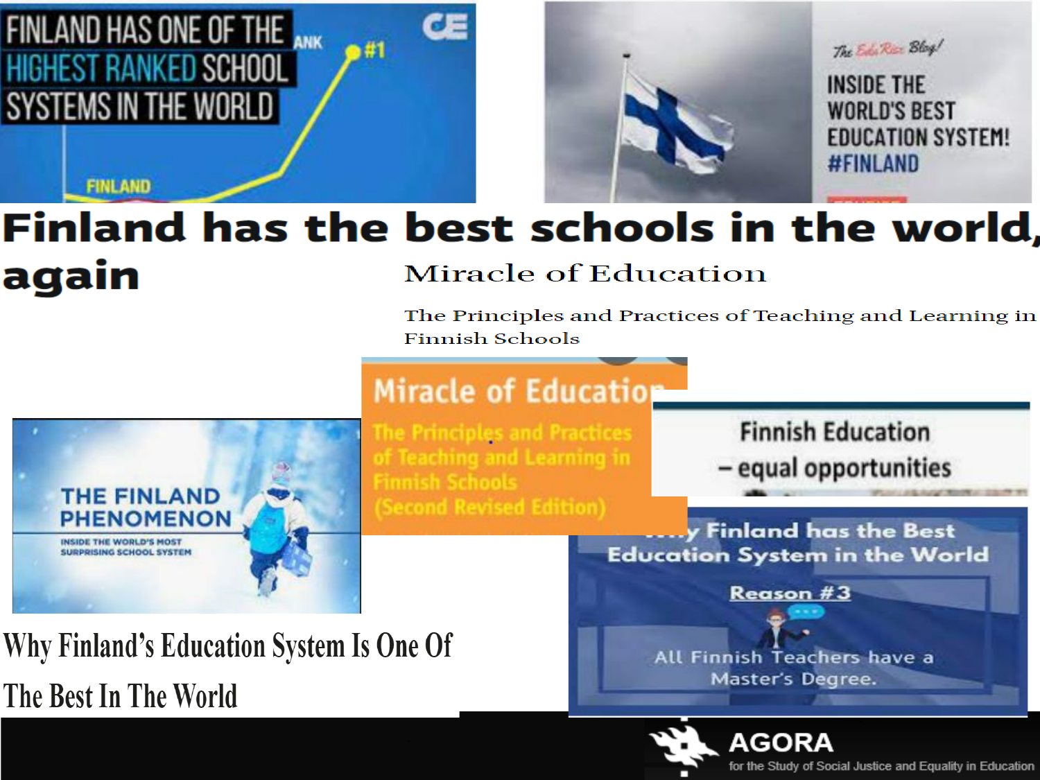FINLAND HAS ONE OF THE HIGHEST RANKED SCHOOL SYSTEMS IN THE WORLD

RANK #1

FINLAND

CE

*The EduRizz Blog!*

INSIDE THE WORLD'S BEST EDUCATION SYSTEM! #FINLAND

# Finland has the best schools in the world, again

## Miracle of Education

The Principles and Practices of Teaching and Learning in Finnish Schools

Miracle of Education

The Principles and Practices of Teaching and Learning in Finnish Schools (Second Revised Edition)

Finnish Education – equal opportunities

THE FINLAND PHENOMENON

INSIDE THE WORLD'S MOST SURPRISING SCHOOL SYSTEM

Why Finland has the Best Education System in the World

Reason #3

All Finnish Teachers have a Master's Degree.

## Why Finland's Education System Is One Of The Best In The World

AGORA

for the Study of Social Justice and Equality in Education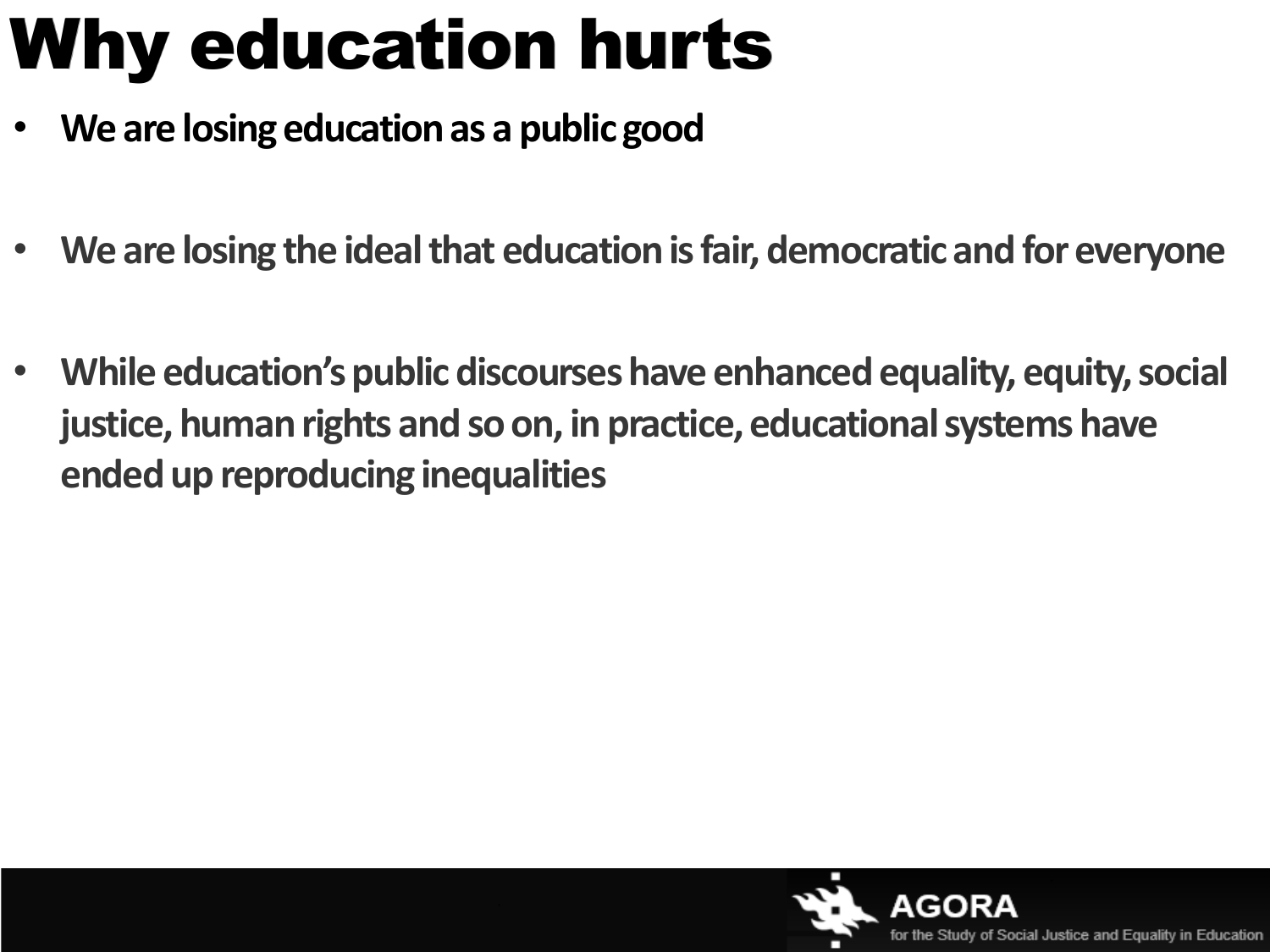# Why education hurts

- **We are losing education as a public good**

- **We are losing the ideal that education is fair, democratic and for everyone**

- **While education's public discourses have enhanced equality, equity, social justice, human rights and so on, in practice, educational systems have ended up reproducing inequalities**

AGORA for the Study of Social Justice and Equality in Education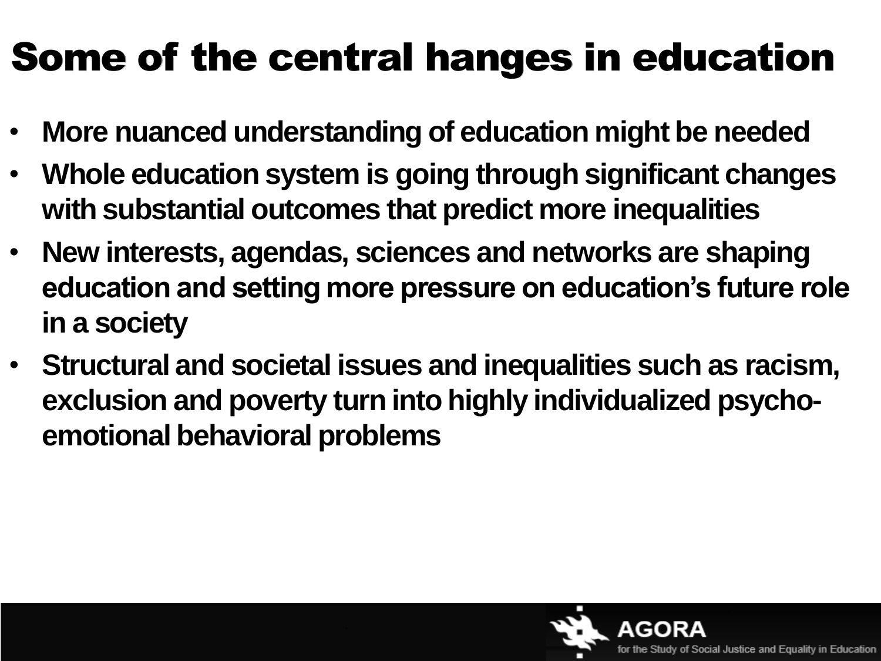# Some of the central hanges in education

- **More nuanced understanding of education might be needed**
- **Whole education system is going through significant changes with substantial outcomes that predict more inequalities**
- **New interests, agendas, sciences and networks are shaping education and setting more pressure on education's future role in a society**
- **Structural and societal issues and inequalities such as racism, exclusion and poverty turn into highly individualized psycho-emotional behavioral problems**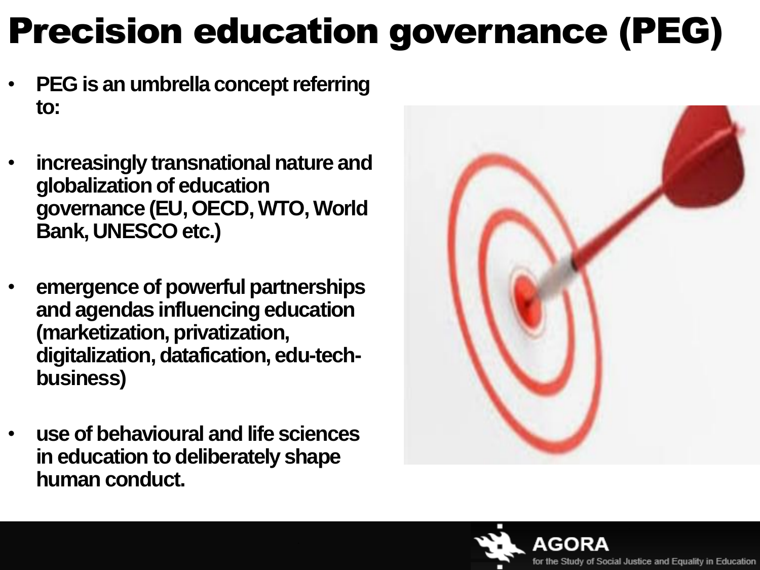# Precision education governance (PEG)

- **PEG is an umbrella concept referring to:**
- **increasingly transnational nature and globalization of education governance (EU, OECD, WTO, World Bank, UNESCO etc.)**
- **emergence of powerful partnerships and agendas influencing education (marketization, privatization, digitalization, datafication, edu-tech-business)**
- **use of behavioural and life sciences in education to deliberately shape human conduct.**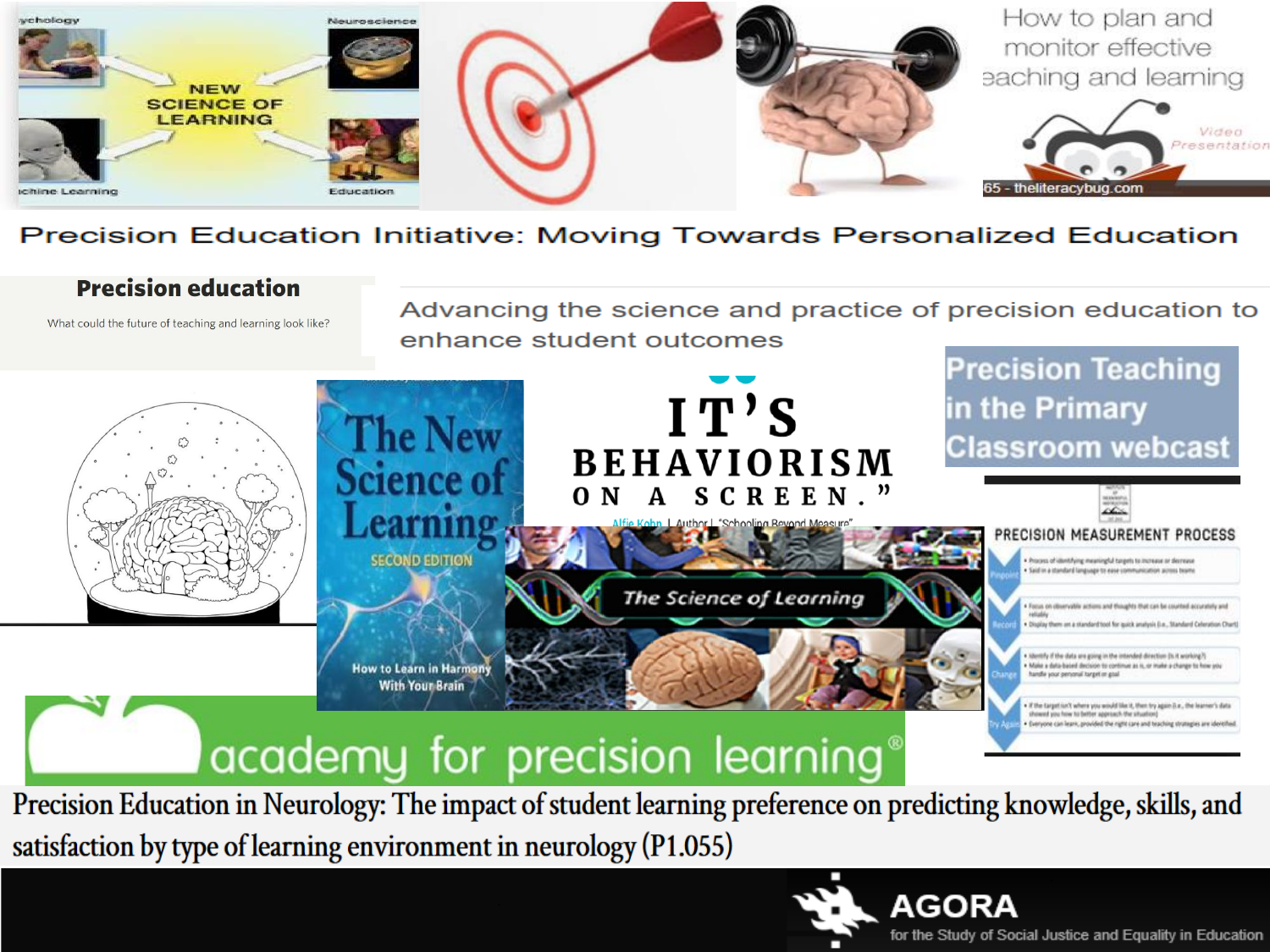Psychology

NEW SCIENCE OF LEARNING

Neuroscience

Machine Learning

Education

How to plan and monitor effective teaching and learning

Video Presentation

65 - theliteracybug.com

Precision Education Initiative: Moving Towards Personalized Education

**Precision education**

What could the future of teaching and learning look like?

Advancing the science and practice of precision education to enhance student outcomes

Precision Teaching in the Primary Classroom webcast

The New Science of Learning

SECOND EDITION

How to Learn in Harmony With Your Brain

"IT'S BEHAVIORISM ON A SCREEN."

Alfie Kohn | Author | "Schooling Beyond Measure"

The Science of Learning

PRECISION MEASUREMENT PROCESS

Pinpoint

- Process of identifying meaningful targets to increase or decrease
- Said in a standard language to ease communication across teams

Record

- Focus on observable actions and thoughts that can be counted accurately and reliably
- Display them on a standard tool for quick analysis (i.e., Standard Celeration Chart)

Change

- Identify if the data are going in the intended direction (Is it working?)
- Make a data-based decision to continue as is, or make a change to how you handle your personal target or goal

Try Again

- If the target isn't where you would like it, then try again (i.e., the learner's data showed you how to better approach the situation)
- Everyone can learn, provided the right care and teaching strategies are identified.

academy for precision learning®

Precision Education in Neurology: The impact of student learning preference on predicting knowledge, skills, and satisfaction by type of learning environment in neurology (P1.055)

AGORA

for the Study of Social Justice and Equality in Education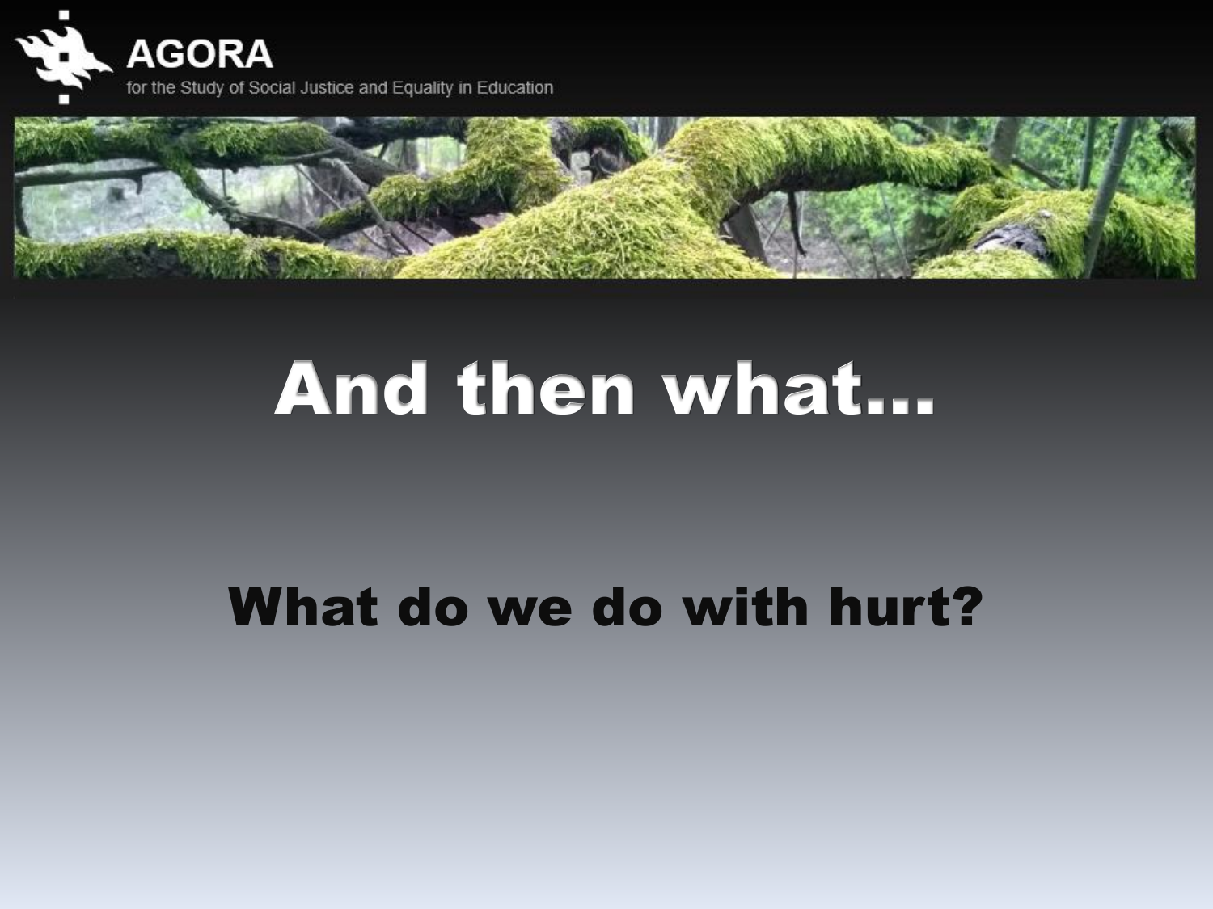# And then what…

## What do we do with hurt?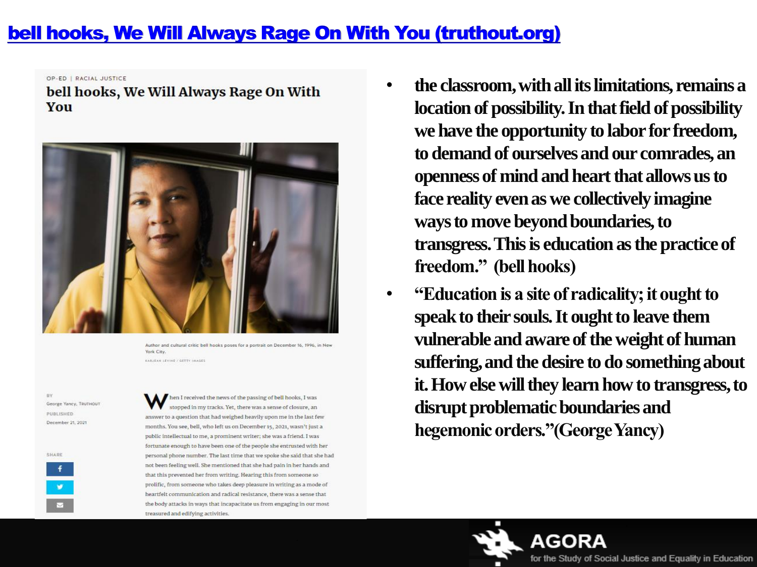# bell hooks, We Will Always Rage On With You (truthout.org)

OP-ED | RACIAL JUSTICE

## bell hooks, We Will Always Rage On With You

Author and cultural critic bell hooks poses for a portrait on December 16, 1996, in New York City.

KARJEAN LEVINE / GETTY IMAGES

BY
George Yancy, TRUTHOUT

PUBLISHED
December 21, 2021

SHARE

When I received the news of the passing of bell hooks, I was stopped in my tracks. Yet, there was a sense of closure, an answer to a question that had weighed heavily upon me in the last few months. You see, bell, who left us on December 15, 2021, wasn't just a public intellectual to me, a prominent writer; she was a friend. I was fortunate enough to have been one of the people she entrusted with her personal phone number. The last time that we spoke she said that she had not been feeling well. She mentioned that she had pain in her hands and that this prevented her from writing. Hearing this from someone so prolific, from someone who takes deep pleasure in writing as a mode of heartfelt communication and radical resistance, there was a sense that the body attacks in ways that incapacitate us from engaging in our most treasured and edifying activities.

- **the classroom, with all its limitations, remains a location of possibility. In that field of possibility we have the opportunity to labor for freedom, to demand of ourselves and our comrades, an openness of mind and heart that allows us to face reality even as we collectively imagine ways to move beyond boundaries, to transgress. This is education as the practice of freedom." (bell hooks)**
- **"Education is a site of radicality; it ought to speak to their souls. It ought to leave them vulnerable and aware of the weight of human suffering, and the desire to do something about it. How else will they learn how to transgress, to disrupt problematic boundaries and hegemonic orders."(George Yancy)**

AGORA for the Study of Social Justice and Equality in Education